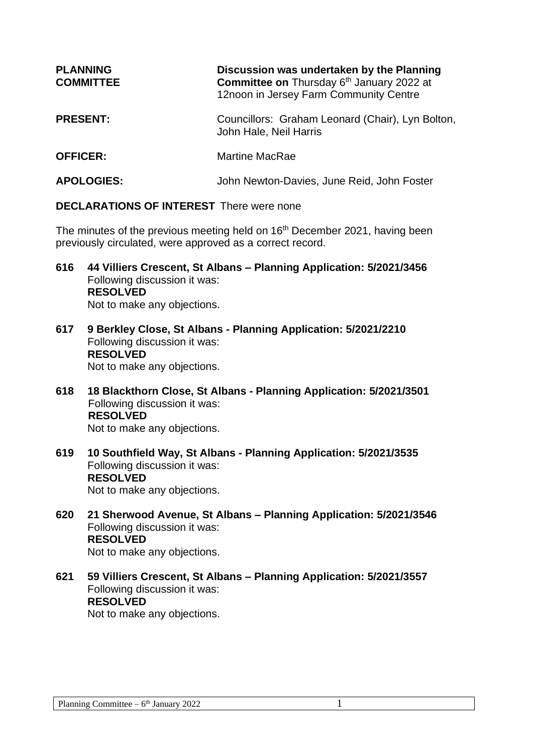| | |
|---|---|
| **PLANNING COMMITTEE** | **Discussion was undertaken by the Planning Committee on** Thursday 6th January 2022 at 12noon in Jersey Farm Community Centre |
| **PRESENT:** | Councillors: Graham Leonard (Chair), Lyn Bolton, John Hale, Neil Harris |
| **OFFICER:** | Martine MacRae |
| **APOLOGIES:** | John Newton-Davies, June Reid, John Foster |

**DECLARATIONS OF INTEREST** There were none

The minutes of the previous meeting held on 16th December 2021, having been previously circulated, were approved as a correct record.

**616 44 Villiers Crescent, St Albans – Planning Application: 5/2021/3456**
Following discussion it was:
**RESOLVED**
Not to make any objections.

**617 9 Berkley Close, St Albans - Planning Application: 5/2021/2210**
Following discussion it was:
**RESOLVED**
Not to make any objections.

**618 18 Blackthorn Close, St Albans - Planning Application: 5/2021/3501**
Following discussion it was:
**RESOLVED**
Not to make any objections.

**619 10 Southfield Way, St Albans - Planning Application: 5/2021/3535**
Following discussion it was:
**RESOLVED**
Not to make any objections.

**620 21 Sherwood Avenue, St Albans – Planning Application: 5/2021/3546**
Following discussion it was:
**RESOLVED**
Not to make any objections.

**621 59 Villiers Crescent, St Albans – Planning Application: 5/2021/3557**
Following discussion it was:
**RESOLVED**
Not to make any objections.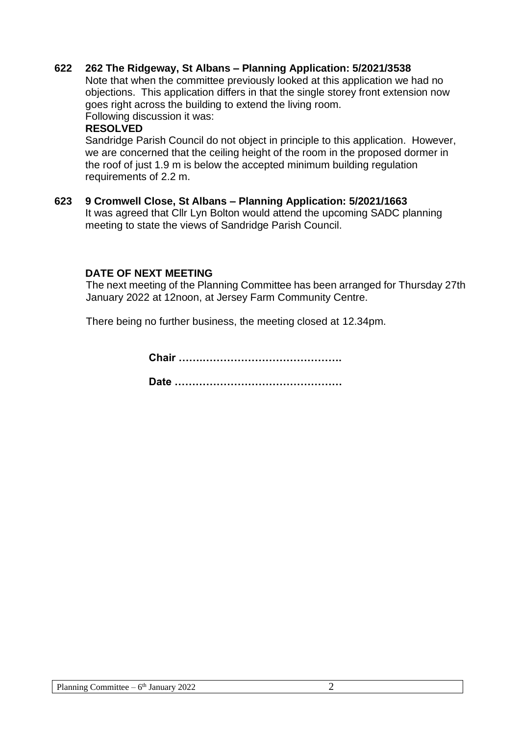**622 262 The Ridgeway, St Albans – Planning Application: 5/2021/3538**

Note that when the committee previously looked at this application we had no objections. This application differs in that the single storey front extension now goes right across the building to extend the living room.

Following discussion it was:

**RESOLVED**

Sandridge Parish Council do not object in principle to this application. However, we are concerned that the ceiling height of the room in the proposed dormer in the roof of just 1.9 m is below the accepted minimum building regulation requirements of 2.2 m.

**623 9 Cromwell Close, St Albans – Planning Application: 5/2021/1663**

It was agreed that Cllr Lyn Bolton would attend the upcoming SADC planning meeting to state the views of Sandridge Parish Council.

**DATE OF NEXT MEETING**

The next meeting of the Planning Committee has been arranged for Thursday 27th January 2022 at 12noon, at Jersey Farm Community Centre.

There being no further business, the meeting closed at 12.34pm.

**Chair ……………………………………….**

**Date …………………………………………**